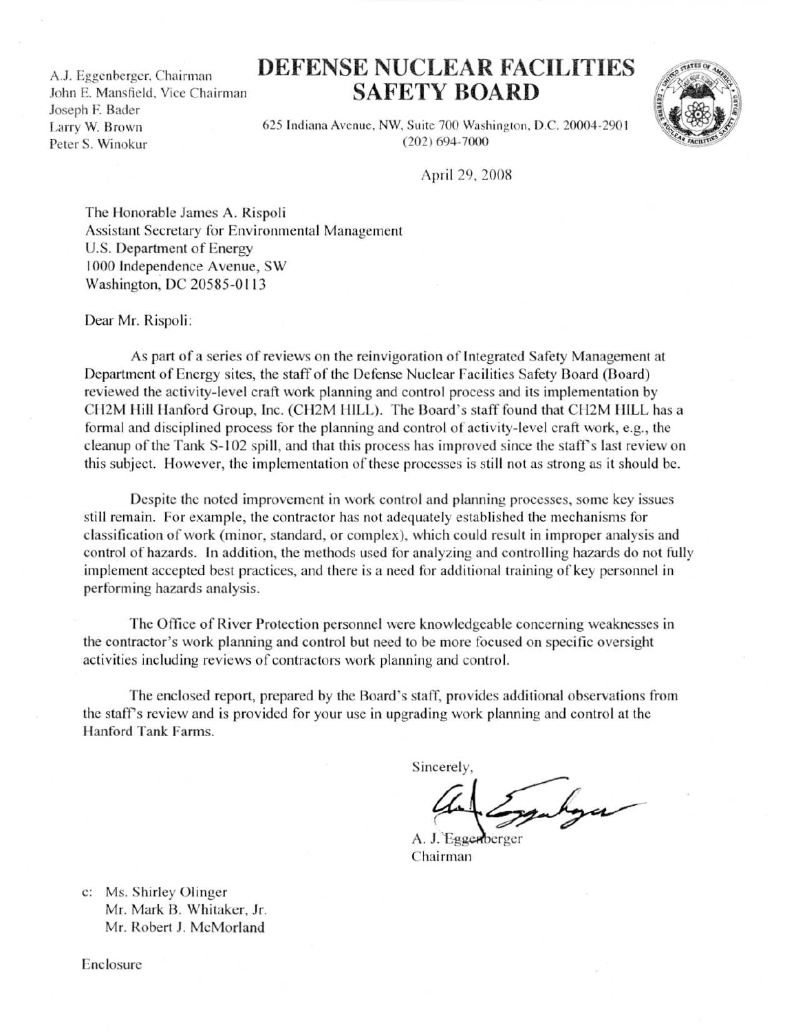A.J. Eggenberger, Chairman
John E. Mansfield, Vice Chairman
Joseph F. Bader
Larry W. Brown
Peter S. Winokur

# DEFENSE NUCLEAR FACILITIES SAFETY BOARD

625 Indiana Avenue, NW, Suite 700 Washington, D.C. 20004-2901
(202) 694-7000

April 29, 2008

The Honorable James A. Rispoli
Assistant Secretary for Environmental Management
U.S. Department of Energy
1000 Independence Avenue, SW
Washington, DC 20585-0113

Dear Mr. Rispoli:

As part of a series of reviews on the reinvigoration of Integrated Safety Management at Department of Energy sites, the staff of the Defense Nuclear Facilities Safety Board (Board) reviewed the activity-level craft work planning and control process and its implementation by CH2M Hill Hanford Group, Inc. (CH2M HILL). The Board's staff found that CH2M HILL has a formal and disciplined process for the planning and control of activity-level craft work, e.g., the cleanup of the Tank S-102 spill, and that this process has improved since the staff's last review on this subject. However, the implementation of these processes is still not as strong as it should be.

Despite the noted improvement in work control and planning processes, some key issues still remain. For example, the contractor has not adequately established the mechanisms for classification of work (minor, standard, or complex), which could result in improper analysis and control of hazards. In addition, the methods used for analyzing and controlling hazards do not fully implement accepted best practices, and there is a need for additional training of key personnel in performing hazards analysis.

The Office of River Protection personnel were knowledgeable concerning weaknesses in the contractor's work planning and control but need to be more focused on specific oversight activities including reviews of contractors work planning and control.

The enclosed report, prepared by the Board's staff, provides additional observations from the staff's review and is provided for your use in upgrading work planning and control at the Hanford Tank Farms.

Sincerely,

A. J. Eggenberger
Chairman

c: Ms. Shirley Olinger
Mr. Mark B. Whitaker, Jr.
Mr. Robert J. McMorland

Enclosure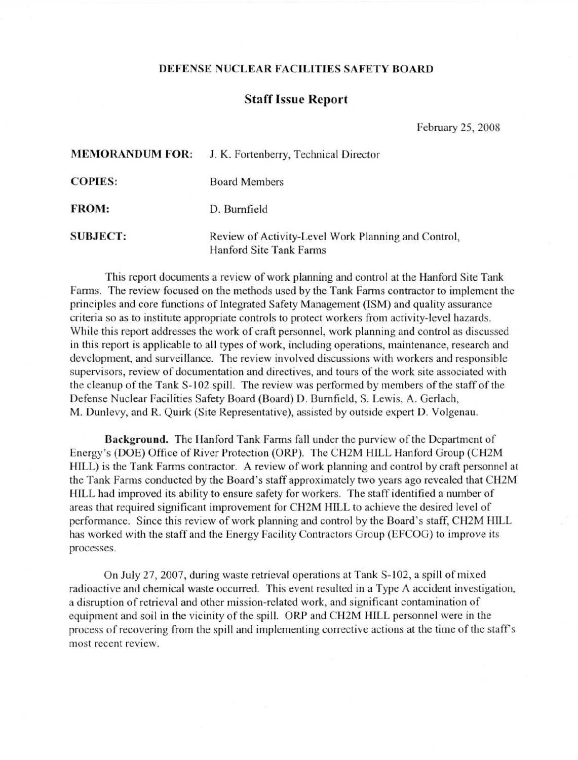# DEFENSE NUCLEAR FACILITIES SAFETY BOARD

## Staff Issue Report

February 25, 2008

**MEMORANDUM FOR:** J. K. Fortenberry, Technical Director

**COPIES:** Board Members

**FROM:** D. Burnfield

**SUBJECT:** Review of Activity-Level Work Planning and Control, Hanford Site Tank Farms

This report documents a review of work planning and control at the Hanford Site Tank Farms. The review focused on the methods used by the Tank Farms contractor to implement the principles and core functions of Integrated Safety Management (ISM) and quality assurance criteria so as to institute appropriate controls to protect workers from activity-level hazards. While this report addresses the work of craft personnel, work planning and control as discussed in this report is applicable to all types of work, including operations, maintenance, research and development, and surveillance. The review involved discussions with workers and responsible supervisors, review of documentation and directives, and tours of the work site associated with the cleanup of the Tank S-102 spill. The review was performed by members of the staff of the Defense Nuclear Facilities Safety Board (Board) D. Burnfield, S. Lewis, A. Gerlach, M. Dunlevy, and R. Quirk (Site Representative), assisted by outside expert D. Volgenau.

**Background.** The Hanford Tank Farms fall under the purview of the Department of Energy's (DOE) Office of River Protection (ORP). The CH2M HILL Hanford Group (CH2M HILL) is the Tank Farms contractor. A review of work planning and control by craft personnel at the Tank Farms conducted by the Board's staff approximately two years ago revealed that CH2M HILL had improved its ability to ensure safety for workers. The staff identified a number of areas that required significant improvement for CH2M HILL to achieve the desired level of performance. Since this review of work planning and control by the Board's staff, CH2M HILL has worked with the staff and the Energy Facility Contractors Group (EFCOG) to improve its processes.

On July 27, 2007, during waste retrieval operations at Tank S-102, a spill of mixed radioactive and chemical waste occurred. This event resulted in a Type A accident investigation, a disruption of retrieval and other mission-related work, and significant contamination of equipment and soil in the vicinity of the spill. ORP and CH2M HILL personnel were in the process of recovering from the spill and implementing corrective actions at the time of the staff's most recent review.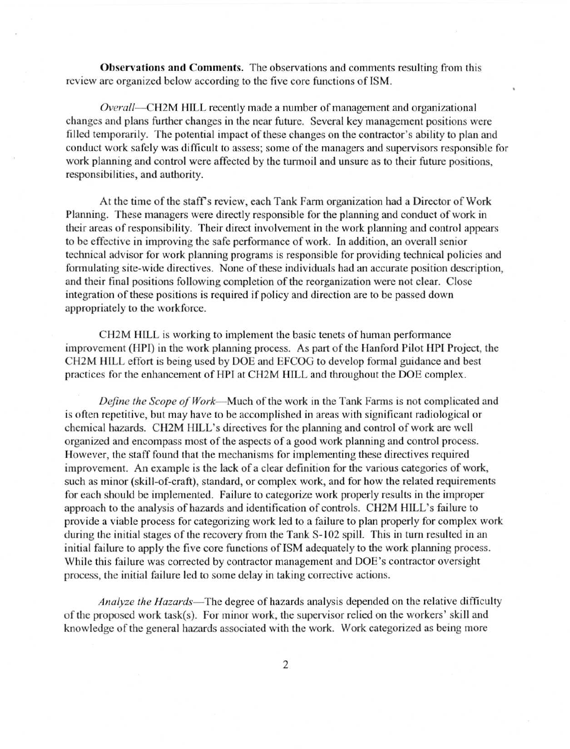**Observations and Comments.** The observations and comments resulting from this review are organized below according to the five core functions of ISM.

*Overall*—CH2M HILL recently made a number of management and organizational changes and plans further changes in the near future. Several key management positions were filled temporarily. The potential impact of these changes on the contractor's ability to plan and conduct work safely was difficult to assess; some of the managers and supervisors responsible for work planning and control were affected by the turmoil and unsure as to their future positions, responsibilities, and authority.

At the time of the staff's review, each Tank Farm organization had a Director of Work Planning. These managers were directly responsible for the planning and conduct of work in their areas of responsibility. Their direct involvement in the work planning and control appears to be effective in improving the safe performance of work. In addition, an overall senior technical advisor for work planning programs is responsible for providing technical policies and formulating site-wide directives. None of these individuals had an accurate position description, and their final positions following completion of the reorganization were not clear. Close integration of these positions is required if policy and direction are to be passed down appropriately to the workforce.

CH2M HILL is working to implement the basic tenets of human performance improvement (HPI) in the work planning process. As part of the Hanford Pilot HPI Project, the CH2M HILL effort is being used by DOE and EFCOG to develop formal guidance and best practices for the enhancement of HPI at CH2M HILL and throughout the DOE complex.

*Define the Scope of Work*—Much of the work in the Tank Farms is not complicated and is often repetitive, but may have to be accomplished in areas with significant radiological or chemical hazards. CH2M HILL's directives for the planning and control of work are well organized and encompass most of the aspects of a good work planning and control process. However, the staff found that the mechanisms for implementing these directives required improvement. An example is the lack of a clear definition for the various categories of work, such as minor (skill-of-craft), standard, or complex work, and for how the related requirements for each should be implemented. Failure to categorize work properly results in the improper approach to the analysis of hazards and identification of controls. CH2M HILL's failure to provide a viable process for categorizing work led to a failure to plan properly for complex work during the initial stages of the recovery from the Tank S-102 spill. This in turn resulted in an initial failure to apply the five core functions of ISM adequately to the work planning process. While this failure was corrected by contractor management and DOE's contractor oversight process, the initial failure led to some delay in taking corrective actions.

*Analyze the Hazards*—The degree of hazards analysis depended on the relative difficulty of the proposed work task(s). For minor work, the supervisor relied on the workers' skill and knowledge of the general hazards associated with the work. Work categorized as being more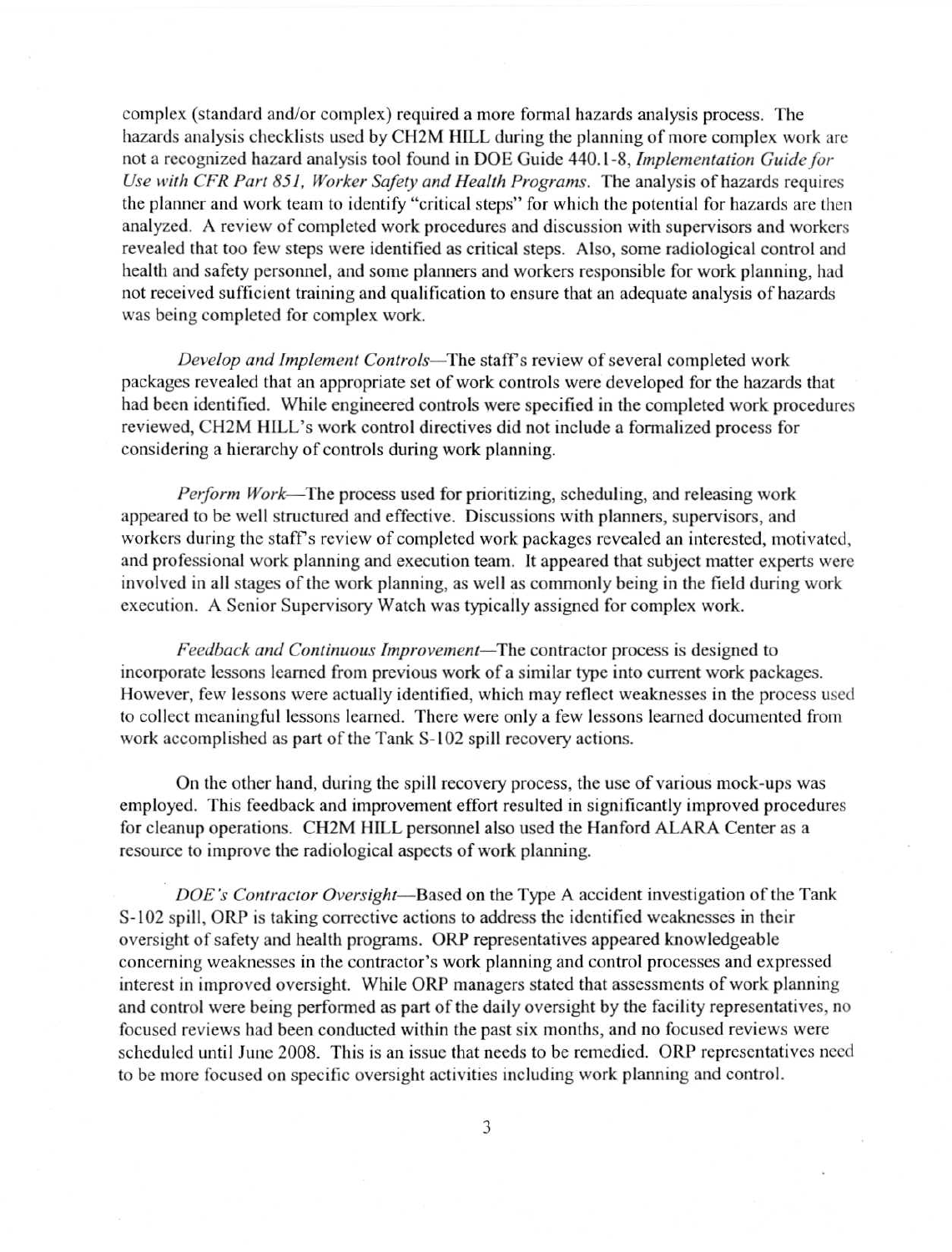complex (standard and/or complex) required a more formal hazards analysis process. The hazards analysis checklists used by CH2M HILL during the planning of more complex work are not a recognized hazard analysis tool found in DOE Guide 440.1-8, *Implementation Guide for Use with CFR Part 851, Worker Safety and Health Programs*. The analysis of hazards requires the planner and work team to identify "critical steps" for which the potential for hazards are then analyzed. A review of completed work procedures and discussion with supervisors and workers revealed that too few steps were identified as critical steps. Also, some radiological control and health and safety personnel, and some planners and workers responsible for work planning, had not received sufficient training and qualification to ensure that an adequate analysis of hazards was being completed for complex work.

*Develop and Implement Controls*—The staff's review of several completed work packages revealed that an appropriate set of work controls were developed for the hazards that had been identified. While engineered controls were specified in the completed work procedures reviewed, CH2M HILL's work control directives did not include a formalized process for considering a hierarchy of controls during work planning.

*Perform Work*—The process used for prioritizing, scheduling, and releasing work appeared to be well structured and effective. Discussions with planners, supervisors, and workers during the staff's review of completed work packages revealed an interested, motivated, and professional work planning and execution team. It appeared that subject matter experts were involved in all stages of the work planning, as well as commonly being in the field during work execution. A Senior Supervisory Watch was typically assigned for complex work.

*Feedback and Continuous Improvement*—The contractor process is designed to incorporate lessons learned from previous work of a similar type into current work packages. However, few lessons were actually identified, which may reflect weaknesses in the process used to collect meaningful lessons learned. There were only a few lessons learned documented from work accomplished as part of the Tank S-102 spill recovery actions.

On the other hand, during the spill recovery process, the use of various mock-ups was employed. This feedback and improvement effort resulted in significantly improved procedures for cleanup operations. CH2M HILL personnel also used the Hanford ALARA Center as a resource to improve the radiological aspects of work planning.

*DOE's Contractor Oversight*—Based on the Type A accident investigation of the Tank S-102 spill, ORP is taking corrective actions to address the identified weaknesses in their oversight of safety and health programs. ORP representatives appeared knowledgeable concerning weaknesses in the contractor's work planning and control processes and expressed interest in improved oversight. While ORP managers stated that assessments of work planning and control were being performed as part of the daily oversight by the facility representatives, no focused reviews had been conducted within the past six months, and no focused reviews were scheduled until June 2008. This is an issue that needs to be remedied. ORP representatives need to be more focused on specific oversight activities including work planning and control.